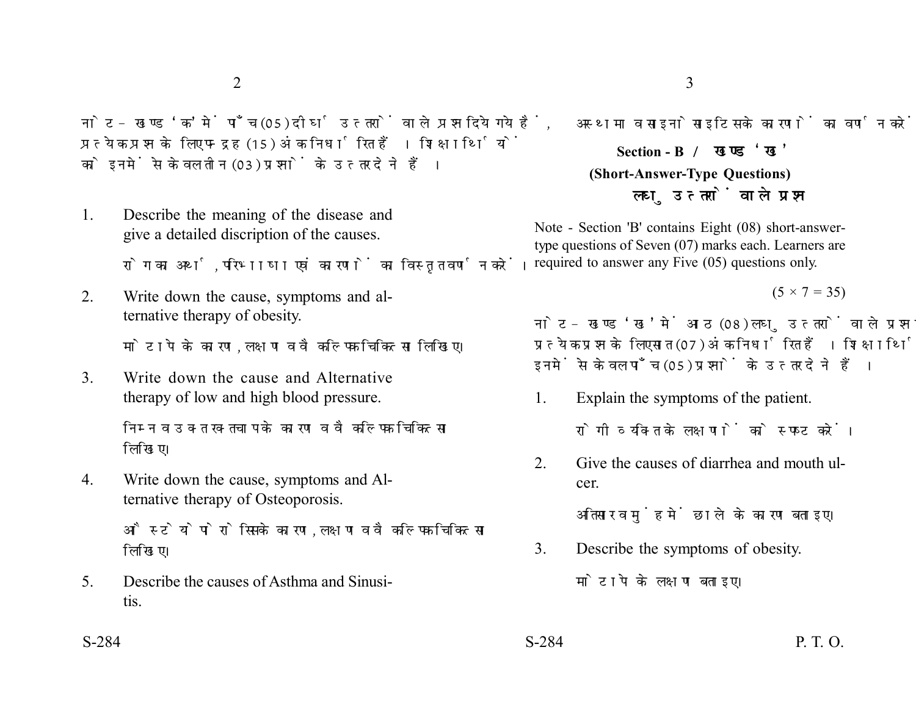नोट - खण्ड 'क' में पाँच (05) दीर्घ उत्तरों वाले प्रश्न दिये गये हैं, प्रत्येक प्रश्न के लिए पन्द्रह (15) अंक निर्धारित हैं। शिक्षार्थियों को इनमें से केवल तीन (03) प्रश्नों के उत्तर देने हैं।

1. Describe the meaning of the disease and give a detailed discription of the causes.

   रोग का अर्थ, परिभाषा एवं कारणों का विस्तृत वर्णन करें।

2. Write down the cause, symptoms and alternative therapy of obesity.

   मोटापे के कारण, लक्षण व वैकल्पिक चिकित्सा लिखिए।

3. Write down the cause and Alternative therapy of low and high blood pressure.

   निम्न व उच्च रक्तचाप के कारण व वैकल्पिक चिकित्सा लिखिए।

4. Write down the cause, symptoms and Alternative therapy of Osteoporosis.

   ऑस्टियोपोरोसिस के कारण, लक्षण व वैकल्पिक चिकित्सा लिखिए।

5. Describe the causes of Asthma and Sinusitis.

   अस्थमा व साइनोसाइटिस के कारणों का वर्णन करें।

## Section - B / खण्ड 'ख'

### (Short-Answer-Type Questions)

### लघु उत्तरों वाले प्रश्न

Note - Section 'B' contains Eight (08) short-answer-type questions of Seven (07) marks each. Learners are required to answer any Five (05) questions only.

(5 × 7 = 35)

नोट - खण्ड 'ख' में आठ (08) लघु उत्तरों वाले प्रश्न दिये गये हैं, प्रत्येक प्रश्न के लिए सात (07) अंक निर्धारित हैं। शिक्षार्थियों को इनमें से केवल पाँच (05) प्रश्नों के उत्तर देने हैं।

1. Explain the symptoms of the patient.

   रोगी व्यक्ति के लक्षणों को स्पष्ट करें।

2. Give the causes of diarrhea and mouth ulcer.

   अतिसार व मुंह में छाले के कारण बताइए।

3. Describe the symptoms of obesity.

   मोटापे के लक्षण बताइए।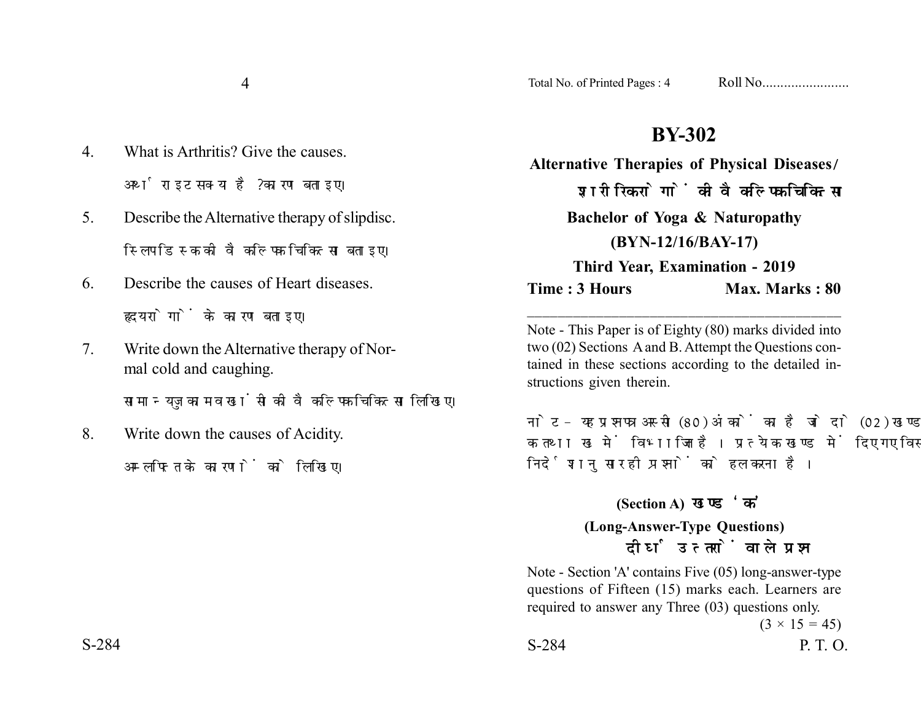4. What is Arthritis? Give the causes.

   अर्थराइटिस क्या है? कारण बताइए।

5. Describe the Alternative therapy of slipdisc.

   स्लिपडिस्क की वैकल्पिक चिकित्सा बताइए।

6. Describe the causes of Heart diseases.

   हृदय रोगों के कारण बताइए।

7. Write down the Alternative therapy of Normal cold and caughing.

   सामान्य जुकाम व खांसी की वैकल्पिक चिकित्सा लिखिए।

8. Write down the causes of Acidity.

   अम्लपित्त के कारणों को लिखिए।

Total No. of Printed Pages : 4 Roll No........................

# BY-302

## Alternative Therapies of Physical Diseases/ शारीरिक रोगों की वैकल्पिक चिकित्सा

**Bachelor of Yoga & Naturopathy**

**(BYN-12/16/BAY-17)**

**Third Year, Examination - 2019**

**Time : 3 Hours** **Max. Marks : 80**

---

Note - This Paper is of Eighty (80) marks divided into two (02) Sections A and B. Attempt the Questions contained in these sections according to the detailed instructions given therein.

नोट - यह प्रश्नपत्र अस्सी (80) अंकों का है जो दो (02) खण्डों क तथा ख में विभाजित है। प्रत्येक खण्ड में दिए गए विस्तृत निर्देशानुसार ही प्रश्नों को हल करना है।

### (Section A) खण्ड 'क'

**(Long-Answer-Type Questions)**

**दीर्घ उत्तरों वाले प्रश्न**

Note - Section 'A' contains Five (05) long-answer-type questions of Fifteen (15) marks each. Learners are required to answer any Three (03) questions only.

(3 × 15 = 45)